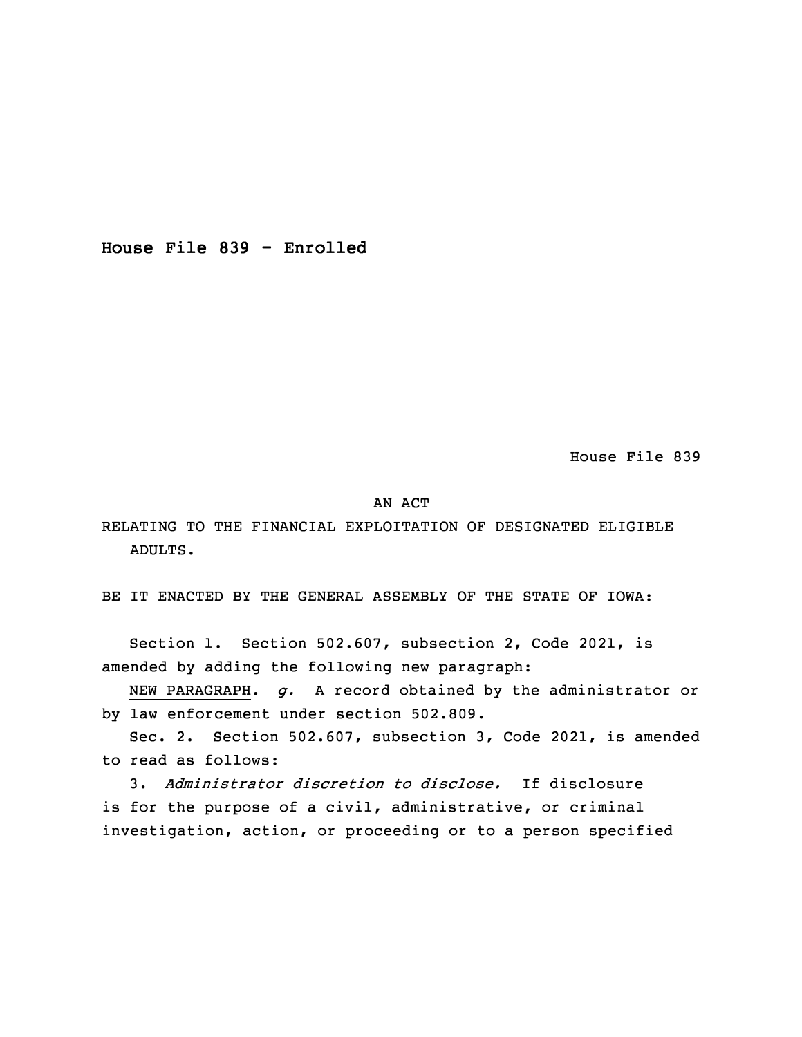**House File 839 - Enrolled**

House File 839

AN ACT

RELATING TO THE FINANCIAL EXPLOITATION OF DESIGNATED ELIGIBLE ADULTS.

BE IT ENACTED BY THE GENERAL ASSEMBLY OF THE STATE OF IOWA:

Section 1. Section 502.607, subsection 2, Code 2021, is amended by adding the following new paragraph:

NEW PARAGRAPH. *g.* A record obtained by the administrator or by law enforcement under section 502.809.

Sec. 2. Section 502.607, subsection 3, Code 2021, is amended to read as follows:

3. *Administrator discretion to disclose.* If disclosure is for the purpose of a civil, administrative, or criminal investigation, action, or proceeding or to a person specified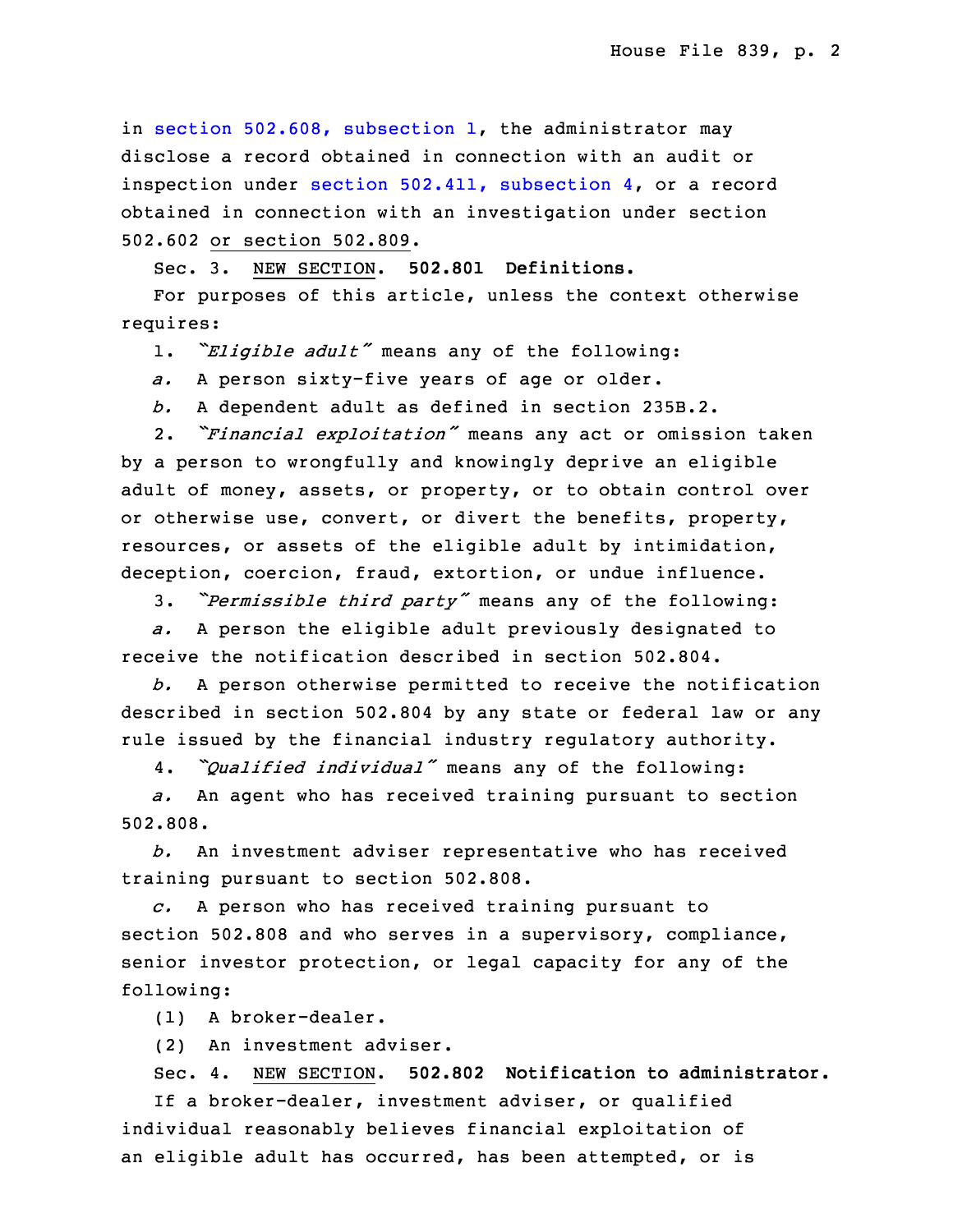in section 502.608, subsection 1, the administrator may disclose a record obtained in connection with an audit or inspection under section 502.411, subsection 4, or a record obtained in connection with an investigation under section 502.602 or section 502.809.

Sec. 3. NEW SECTION. **502.801 Definitions.**

For purposes of this article, unless the context otherwise requires:

1. *"Eligible adult"* means any of the following:

*a.* A person sixty-five years of age or older.

*b.* A dependent adult as defined in section 235B.2.

2. *"Financial exploitation"* means any act or omission taken by a person to wrongfully and knowingly deprive an eligible adult of money, assets, or property, or to obtain control over or otherwise use, convert, or divert the benefits, property, resources, or assets of the eligible adult by intimidation, deception, coercion, fraud, extortion, or undue influence.

3. *"Permissible third party"* means any of the following:

*a.* A person the eligible adult previously designated to receive the notification described in section 502.804.

*b.* A person otherwise permitted to receive the notification described in section 502.804 by any state or federal law or any rule issued by the financial industry regulatory authority.

4. *"Qualified individual"* means any of the following:

*a.* An agent who has received training pursuant to section 502.808.

*b.* An investment adviser representative who has received training pursuant to section 502.808.

*c.* A person who has received training pursuant to section 502.808 and who serves in a supervisory, compliance, senior investor protection, or legal capacity for any of the following:

(1) A broker-dealer.

(2) An investment adviser.

Sec. 4. NEW SECTION. **502.802 Notification to administrator.**

If a broker-dealer, investment adviser, or qualified individual reasonably believes financial exploitation of an eligible adult has occurred, has been attempted, or is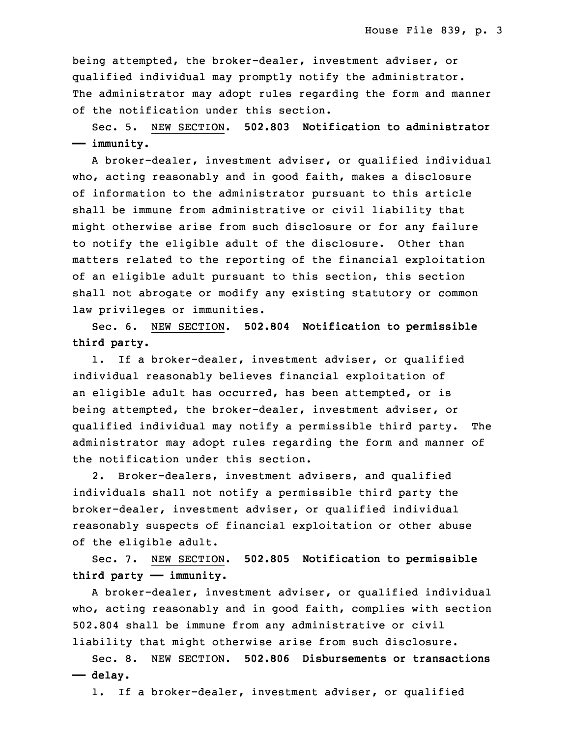being attempted, the broker-dealer, investment adviser, or qualified individual may promptly notify the administrator. The administrator may adopt rules regarding the form and manner of the notification under this section.

Sec. 5. NEW SECTION. **502.803 Notification to administrator —— immunity.**

A broker-dealer, investment adviser, or qualified individual who, acting reasonably and in good faith, makes a disclosure of information to the administrator pursuant to this article shall be immune from administrative or civil liability that might otherwise arise from such disclosure or for any failure to notify the eligible adult of the disclosure. Other than matters related to the reporting of the financial exploitation of an eligible adult pursuant to this section, this section shall not abrogate or modify any existing statutory or common law privileges or immunities.

Sec. 6. NEW SECTION. **502.804 Notification to permissible third party.**

1. If a broker-dealer, investment adviser, or qualified individual reasonably believes financial exploitation of an eligible adult has occurred, has been attempted, or is being attempted, the broker-dealer, investment adviser, or qualified individual may notify a permissible third party. The administrator may adopt rules regarding the form and manner of the notification under this section.

2. Broker-dealers, investment advisers, and qualified individuals shall not notify a permissible third party the broker-dealer, investment adviser, or qualified individual reasonably suspects of financial exploitation or other abuse of the eligible adult.

Sec. 7. NEW SECTION. **502.805 Notification to permissible third party —— immunity.**

A broker-dealer, investment adviser, or qualified individual who, acting reasonably and in good faith, complies with section 502.804 shall be immune from any administrative or civil liability that might otherwise arise from such disclosure.

Sec. 8. NEW SECTION. **502.806 Disbursements or transactions —— delay.**

1. If a broker-dealer, investment adviser, or qualified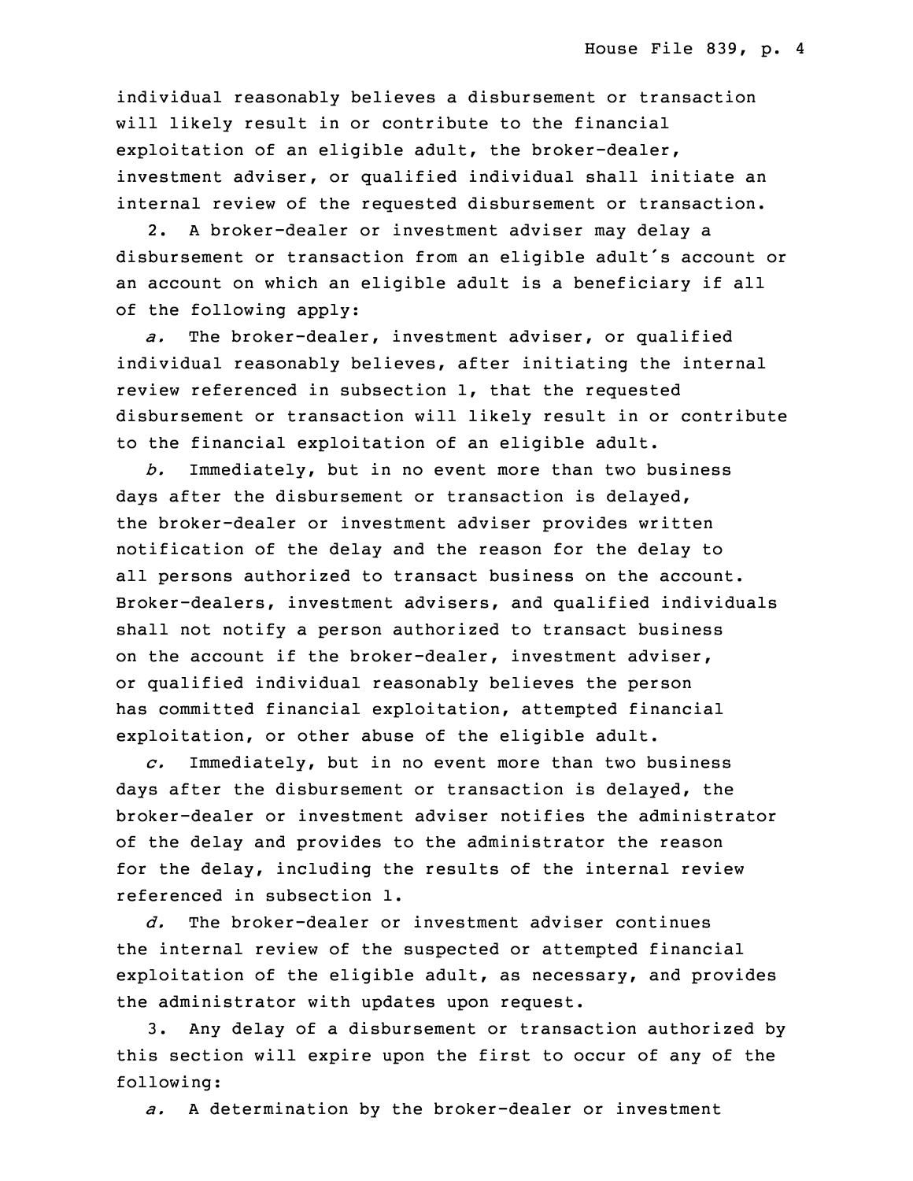individual reasonably believes a disbursement or transaction will likely result in or contribute to the financial exploitation of an eligible adult, the broker-dealer, investment adviser, or qualified individual shall initiate an internal review of the requested disbursement or transaction.

2. A broker-dealer or investment adviser may delay a disbursement or transaction from an eligible adult's account or an account on which an eligible adult is a beneficiary if all of the following apply:

*a.* The broker-dealer, investment adviser, or qualified individual reasonably believes, after initiating the internal review referenced in subsection 1, that the requested disbursement or transaction will likely result in or contribute to the financial exploitation of an eligible adult.

*b.* Immediately, but in no event more than two business days after the disbursement or transaction is delayed, the broker-dealer or investment adviser provides written notification of the delay and the reason for the delay to all persons authorized to transact business on the account. Broker-dealers, investment advisers, and qualified individuals shall not notify a person authorized to transact business on the account if the broker-dealer, investment adviser, or qualified individual reasonably believes the person has committed financial exploitation, attempted financial exploitation, or other abuse of the eligible adult.

*c.* Immediately, but in no event more than two business days after the disbursement or transaction is delayed, the broker-dealer or investment adviser notifies the administrator of the delay and provides to the administrator the reason for the delay, including the results of the internal review referenced in subsection 1.

*d.* The broker-dealer or investment adviser continues the internal review of the suspected or attempted financial exploitation of the eligible adult, as necessary, and provides the administrator with updates upon request.

3. Any delay of a disbursement or transaction authorized by this section will expire upon the first to occur of any of the following:

*a.* A determination by the broker-dealer or investment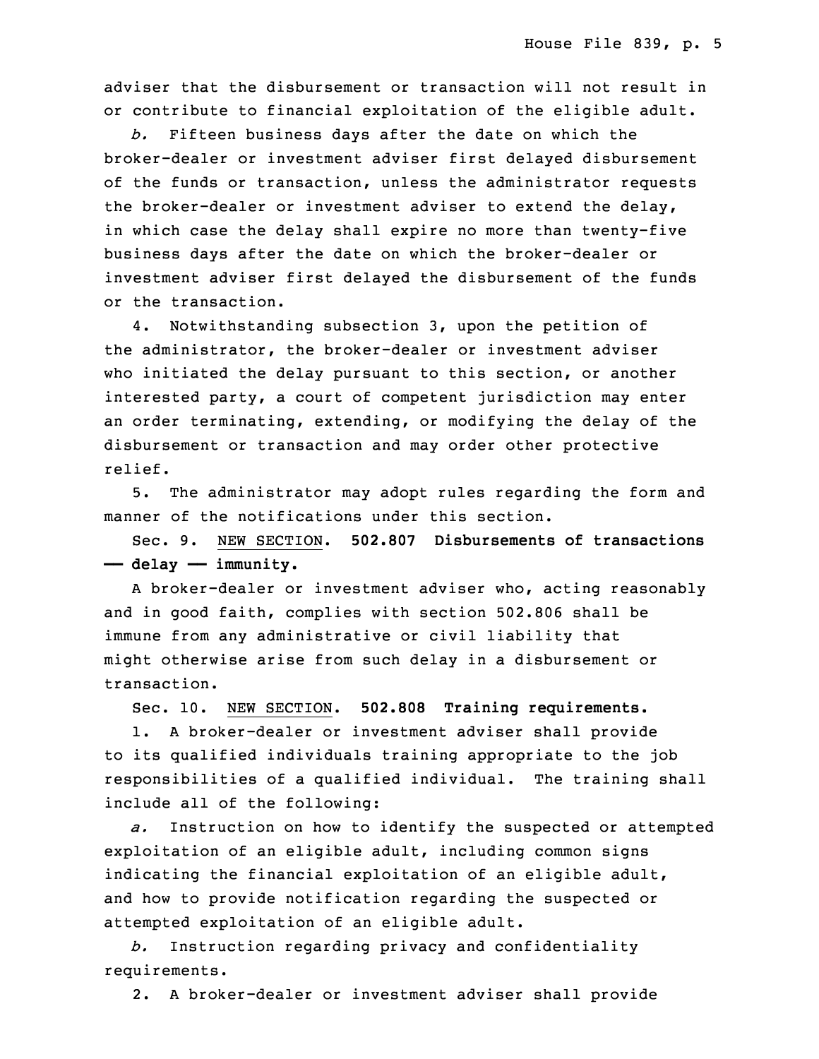adviser that the disbursement or transaction will not result in or contribute to financial exploitation of the eligible adult.

*b.* Fifteen business days after the date on which the broker-dealer or investment adviser first delayed disbursement of the funds or transaction, unless the administrator requests the broker-dealer or investment adviser to extend the delay, in which case the delay shall expire no more than twenty-five business days after the date on which the broker-dealer or investment adviser first delayed the disbursement of the funds or the transaction.

4. Notwithstanding subsection 3, upon the petition of the administrator, the broker-dealer or investment adviser who initiated the delay pursuant to this section, or another interested party, a court of competent jurisdiction may enter an order terminating, extending, or modifying the delay of the disbursement or transaction and may order other protective relief.

5. The administrator may adopt rules regarding the form and manner of the notifications under this section.

Sec. 9. NEW SECTION. **502.807 Disbursements of transactions —— delay —— immunity.**

A broker-dealer or investment adviser who, acting reasonably and in good faith, complies with section 502.806 shall be immune from any administrative or civil liability that might otherwise arise from such delay in a disbursement or transaction.

Sec. 10. NEW SECTION. **502.808 Training requirements.**

1. A broker-dealer or investment adviser shall provide to its qualified individuals training appropriate to the job responsibilities of a qualified individual. The training shall include all of the following:

*a.* Instruction on how to identify the suspected or attempted exploitation of an eligible adult, including common signs indicating the financial exploitation of an eligible adult, and how to provide notification regarding the suspected or attempted exploitation of an eligible adult.

*b.* Instruction regarding privacy and confidentiality requirements.

2. A broker-dealer or investment adviser shall provide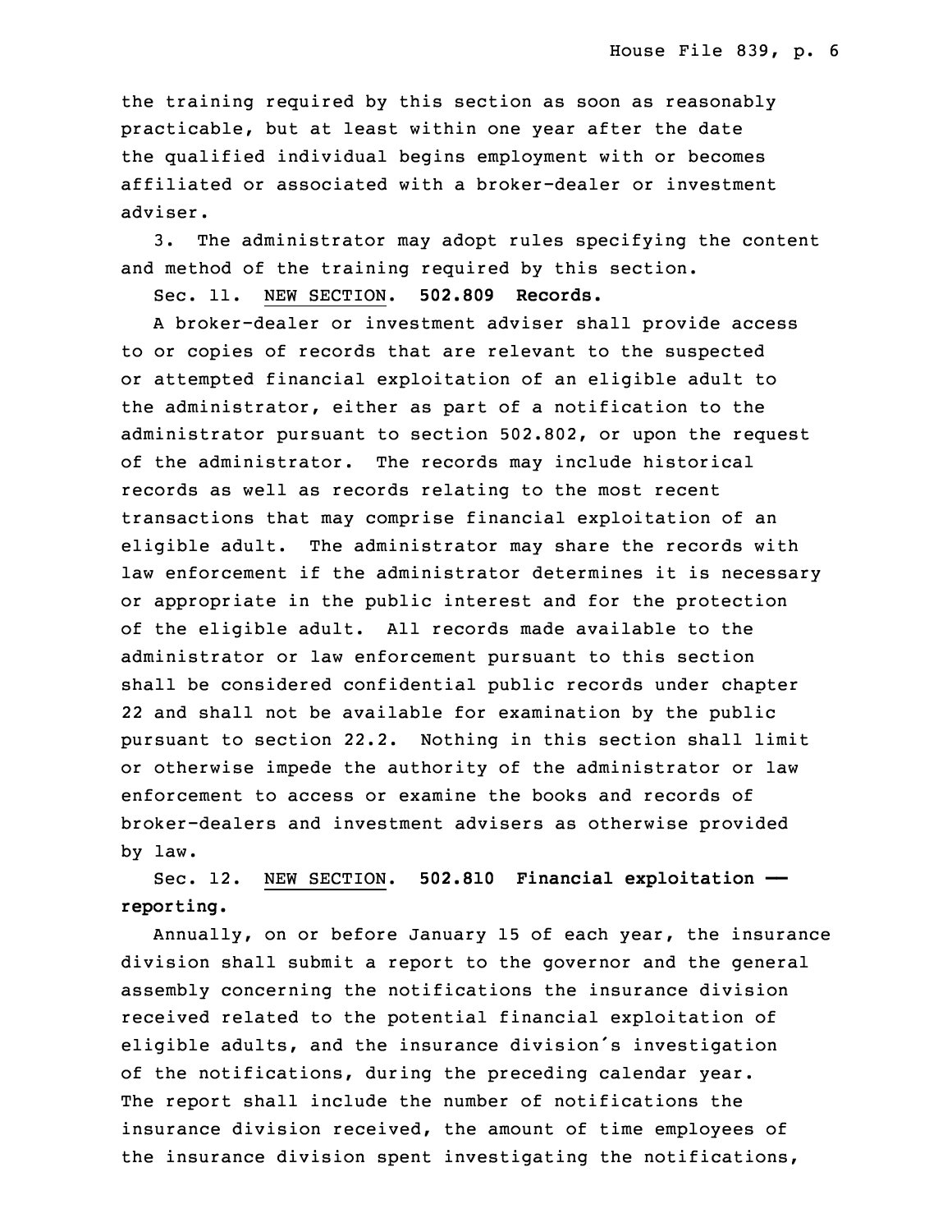the training required by this section as soon as reasonably practicable, but at least within one year after the date the qualified individual begins employment with or becomes affiliated or associated with a broker-dealer or investment adviser.

3. The administrator may adopt rules specifying the content and method of the training required by this section.

Sec. 11. NEW SECTION. **502.809 Records.**

A broker-dealer or investment adviser shall provide access to or copies of records that are relevant to the suspected or attempted financial exploitation of an eligible adult to the administrator, either as part of a notification to the administrator pursuant to section 502.802, or upon the request of the administrator. The records may include historical records as well as records relating to the most recent transactions that may comprise financial exploitation of an eligible adult. The administrator may share the records with law enforcement if the administrator determines it is necessary or appropriate in the public interest and for the protection of the eligible adult. All records made available to the administrator or law enforcement pursuant to this section shall be considered confidential public records under chapter 22 and shall not be available for examination by the public pursuant to section 22.2. Nothing in this section shall limit or otherwise impede the authority of the administrator or law enforcement to access or examine the books and records of broker-dealers and investment advisers as otherwise provided by law.

Sec. 12. NEW SECTION. **502.810 Financial exploitation — reporting.**

Annually, on or before January 15 of each year, the insurance division shall submit a report to the governor and the general assembly concerning the notifications the insurance division received related to the potential financial exploitation of eligible adults, and the insurance division's investigation of the notifications, during the preceding calendar year. The report shall include the number of notifications the insurance division received, the amount of time employees of the insurance division spent investigating the notifications,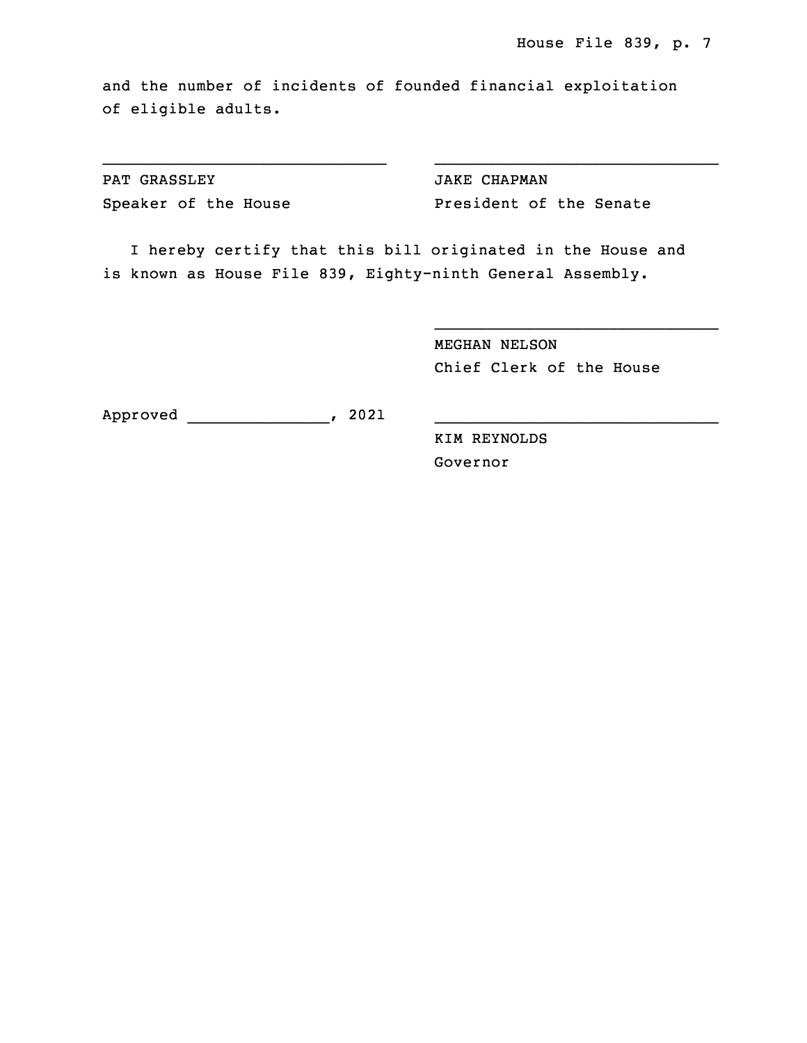and the number of incidents of founded financial exploitation of eligible adults.

______________________________
PAT GRASSLEY
Speaker of the House

______________________________
JAKE CHAPMAN
President of the Senate

I hereby certify that this bill originated in the House and is known as House File 839, Eighty-ninth General Assembly.

______________________________
MEGHAN NELSON
Chief Clerk of the House

Approved _______________, 2021

______________________________
KIM REYNOLDS
Governor